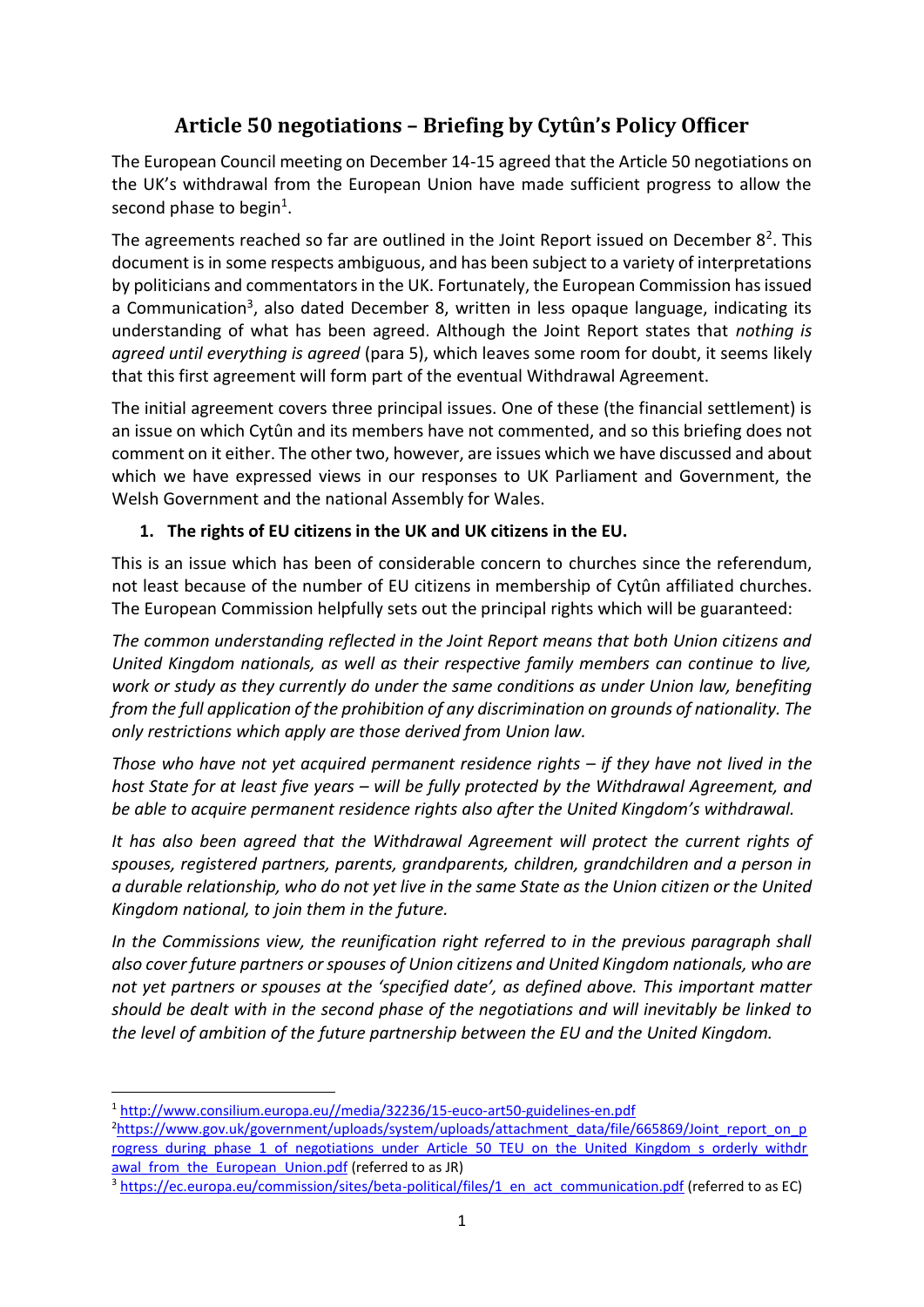# Article 50 negotiations – Briefing by Cytûn's Policy Officer

The European Council meeting on December 14-15 agreed that the Article 50 negotiations on the UK's withdrawal from the European Union have made sufficient progress to allow the second phase to begin[1].

The agreements reached so far are outlined in the Joint Report issued on December 8[2]. This document is in some respects ambiguous, and has been subject to a variety of interpretations by politicians and commentators in the UK. Fortunately, the European Commission has issued a Communication[3], also dated December 8, written in less opaque language, indicating its understanding of what has been agreed. Although the Joint Report states that *nothing is agreed until everything is agreed* (para 5), which leaves some room for doubt, it seems likely that this first agreement will form part of the eventual Withdrawal Agreement.

The initial agreement covers three principal issues. One of these (the financial settlement) is an issue on which Cytûn and its members have not commented, and so this briefing does not comment on it either. The other two, however, are issues which we have discussed and about which we have expressed views in our responses to UK Parliament and Government, the Welsh Government and the national Assembly for Wales.

1. **The rights of EU citizens in the UK and UK citizens in the EU.**

This is an issue which has been of considerable concern to churches since the referendum, not least because of the number of EU citizens in membership of Cytûn affiliated churches. The European Commission helpfully sets out the principal rights which will be guaranteed:

*The common understanding reflected in the Joint Report means that both Union citizens and United Kingdom nationals, as well as their respective family members can continue to live, work or study as they currently do under the same conditions as under Union law, benefiting from the full application of the prohibition of any discrimination on grounds of nationality. The only restrictions which apply are those derived from Union law.*

*Those who have not yet acquired permanent residence rights – if they have not lived in the host State for at least five years – will be fully protected by the Withdrawal Agreement, and be able to acquire permanent residence rights also after the United Kingdom's withdrawal.*

*It has also been agreed that the Withdrawal Agreement will protect the current rights of spouses, registered partners, parents, grandparents, children, grandchildren and a person in a durable relationship, who do not yet live in the same State as the Union citizen or the United Kingdom national, to join them in the future.*

*In the Commissions view, the reunification right referred to in the previous paragraph shall also cover future partners or spouses of Union citizens and United Kingdom nationals, who are not yet partners or spouses at the 'specified date', as defined above. This important matter should be dealt with in the second phase of the negotiations and will inevitably be linked to the level of ambition of the future partnership between the EU and the United Kingdom.*

---

[1] http://www.consilium.europa.eu//media/32236/15-euco-art50-guidelines-en.pdf

[2] https://www.gov.uk/government/uploads/system/uploads/attachment_data/file/665869/Joint_report_on_progress_during_phase_1_of_negotiations_under_Article_50_TEU_on_the_United_Kingdom_s_orderly_withdrawal_from_the_European_Union.pdf (referred to as JR)

[3] https://ec.europa.eu/commission/sites/beta-political/files/1_en_act_communication.pdf (referred to as EC)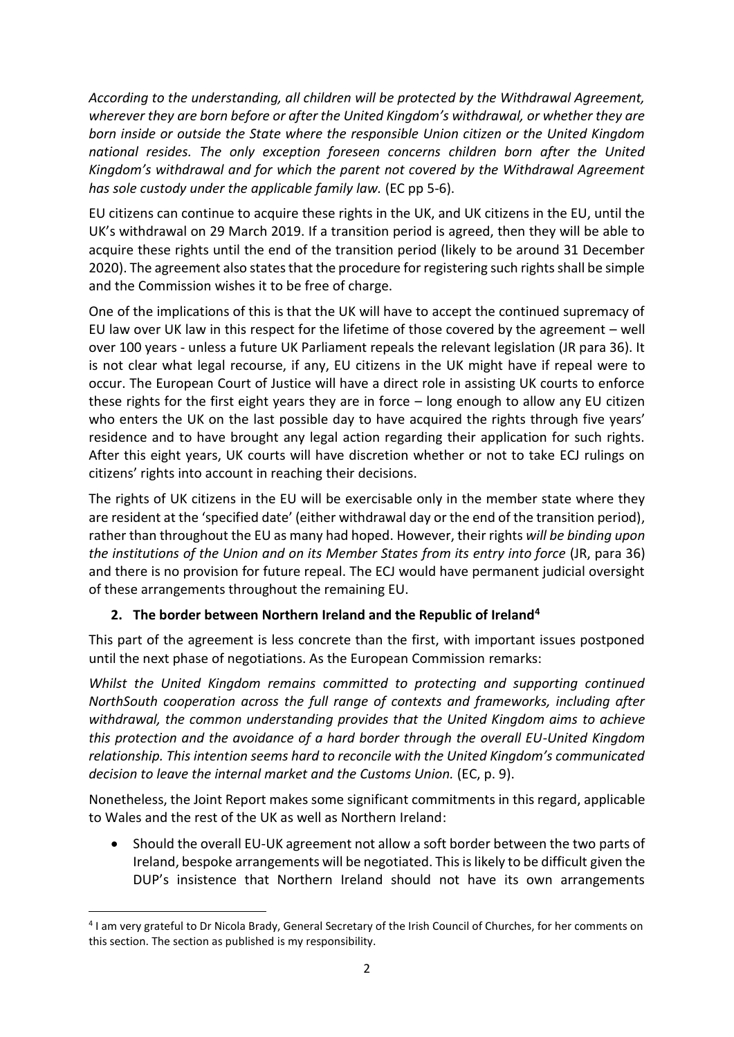*According to the understanding, all children will be protected by the Withdrawal Agreement, wherever they are born before or after the United Kingdom's withdrawal, or whether they are born inside or outside the State where the responsible Union citizen or the United Kingdom national resides. The only exception foreseen concerns children born after the United Kingdom's withdrawal and for which the parent not covered by the Withdrawal Agreement has sole custody under the applicable family law.* (EC pp 5-6).

EU citizens can continue to acquire these rights in the UK, and UK citizens in the EU, until the UK's withdrawal on 29 March 2019. If a transition period is agreed, then they will be able to acquire these rights until the end of the transition period (likely to be around 31 December 2020). The agreement also states that the procedure for registering such rights shall be simple and the Commission wishes it to be free of charge.

One of the implications of this is that the UK will have to accept the continued supremacy of EU law over UK law in this respect for the lifetime of those covered by the agreement – well over 100 years - unless a future UK Parliament repeals the relevant legislation (JR para 36). It is not clear what legal recourse, if any, EU citizens in the UK might have if repeal were to occur. The European Court of Justice will have a direct role in assisting UK courts to enforce these rights for the first eight years they are in force – long enough to allow any EU citizen who enters the UK on the last possible day to have acquired the rights through five years' residence and to have brought any legal action regarding their application for such rights. After this eight years, UK courts will have discretion whether or not to take ECJ rulings on citizens' rights into account in reaching their decisions.

The rights of UK citizens in the EU will be exercisable only in the member state where they are resident at the 'specified date' (either withdrawal day or the end of the transition period), rather than throughout the EU as many had hoped. However, their rights *will be binding upon the institutions of the Union and on its Member States from its entry into force* (JR, para 36) and there is no provision for future repeal. The ECJ would have permanent judicial oversight of these arrangements throughout the remaining EU.

## 2. The border between Northern Ireland and the Republic of Ireland[4]

This part of the agreement is less concrete than the first, with important issues postponed until the next phase of negotiations. As the European Commission remarks:

*Whilst the United Kingdom remains committed to protecting and supporting continued NorthSouth cooperation across the full range of contexts and frameworks, including after withdrawal, the common understanding provides that the United Kingdom aims to achieve this protection and the avoidance of a hard border through the overall EU-United Kingdom relationship. This intention seems hard to reconcile with the United Kingdom's communicated decision to leave the internal market and the Customs Union.* (EC, p. 9).

Nonetheless, the Joint Report makes some significant commitments in this regard, applicable to Wales and the rest of the UK as well as Northern Ireland:

- Should the overall EU-UK agreement not allow a soft border between the two parts of Ireland, bespoke arrangements will be negotiated. This is likely to be difficult given the DUP's insistence that Northern Ireland should not have its own arrangements

[4] I am very grateful to Dr Nicola Brady, General Secretary of the Irish Council of Churches, for her comments on this section. The section as published is my responsibility.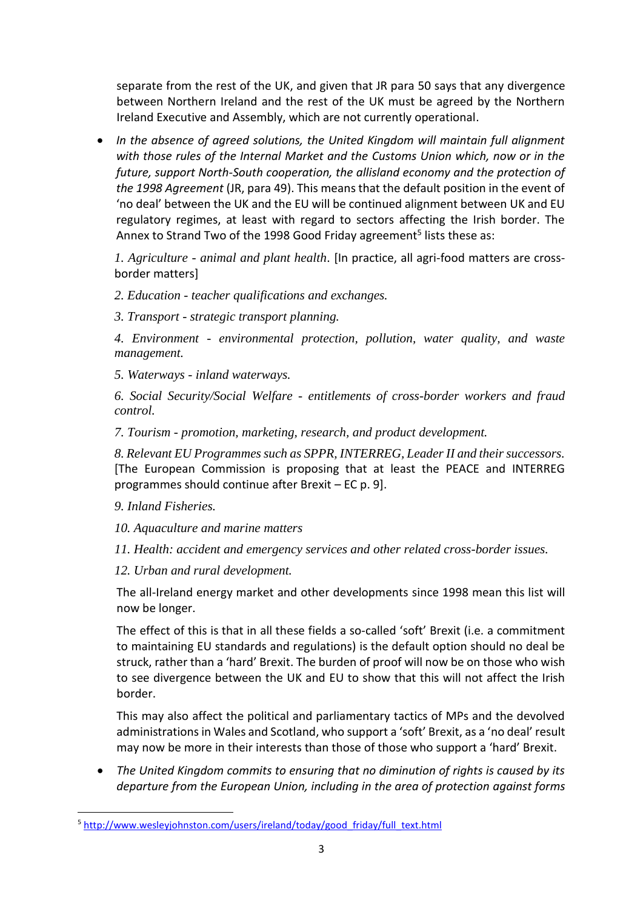separate from the rest of the UK, and given that JR para 50 says that any divergence between Northern Ireland and the rest of the UK must be agreed by the Northern Ireland Executive and Assembly, which are not currently operational.

- *In the absence of agreed solutions, the United Kingdom will maintain full alignment with those rules of the Internal Market and the Customs Union which, now or in the future, support North-South cooperation, the allisland economy and the protection of the 1998 Agreement* (JR, para 49). This means that the default position in the event of 'no deal' between the UK and the EU will be continued alignment between UK and EU regulatory regimes, at least with regard to sectors affecting the Irish border. The Annex to Strand Two of the 1998 Good Friday agreement[5] lists these as:

  *1. Agriculture - animal and plant health*. [In practice, all agri-food matters are cross-border matters]

  *2. Education - teacher qualifications and exchanges.*

  *3. Transport - strategic transport planning.*

  *4. Environment - environmental protection, pollution, water quality, and waste management.*

  *5. Waterways - inland waterways.*

  *6. Social Security/Social Welfare - entitlements of cross-border workers and fraud control.*

  *7. Tourism - promotion, marketing, research, and product development.*

  *8. Relevant EU Programmes such as SPPR, INTERREG, Leader II and their successors.* [The European Commission is proposing that at least the PEACE and INTERREG programmes should continue after Brexit – EC p. 9].

  *9. Inland Fisheries.*

  *10. Aquaculture and marine matters*

  *11. Health: accident and emergency services and other related cross-border issues.*

  *12. Urban and rural development.*

  The all-Ireland energy market and other developments since 1998 mean this list will now be longer.

  The effect of this is that in all these fields a so-called 'soft' Brexit (i.e. a commitment to maintaining EU standards and regulations) is the default option should no deal be struck, rather than a 'hard' Brexit. The burden of proof will now be on those who wish to see divergence between the UK and EU to show that this will not affect the Irish border.

  This may also affect the political and parliamentary tactics of MPs and the devolved administrations in Wales and Scotland, who support a 'soft' Brexit, as a 'no deal' result may now be more in their interests than those of those who support a 'hard' Brexit.

- *The United Kingdom commits to ensuring that no diminution of rights is caused by its departure from the European Union, including in the area of protection against forms*

---

[5] http://www.wesleyjohnston.com/users/ireland/today/good_friday/full_text.html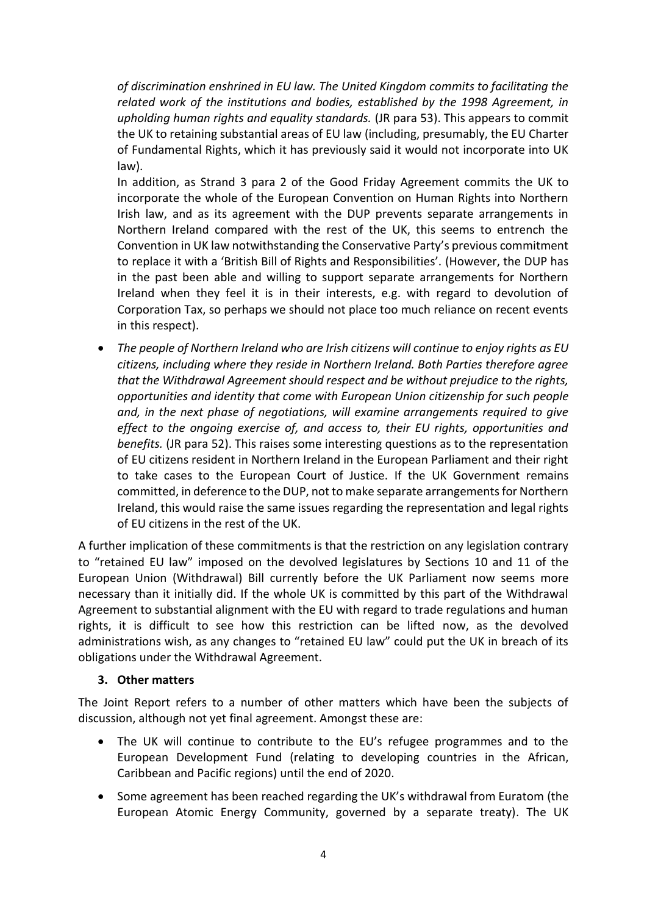*of discrimination enshrined in EU law. The United Kingdom commits to facilitating the related work of the institutions and bodies, established by the 1998 Agreement, in upholding human rights and equality standards.* (JR para 53). This appears to commit the UK to retaining substantial areas of EU law (including, presumably, the EU Charter of Fundamental Rights, which it has previously said it would not incorporate into UK law).

In addition, as Strand 3 para 2 of the Good Friday Agreement commits the UK to incorporate the whole of the European Convention on Human Rights into Northern Irish law, and as its agreement with the DUP prevents separate arrangements in Northern Ireland compared with the rest of the UK, this seems to entrench the Convention in UK law notwithstanding the Conservative Party's previous commitment to replace it with a 'British Bill of Rights and Responsibilities'. (However, the DUP has in the past been able and willing to support separate arrangements for Northern Ireland when they feel it is in their interests, e.g. with regard to devolution of Corporation Tax, so perhaps we should not place too much reliance on recent events in this respect).

- *The people of Northern Ireland who are Irish citizens will continue to enjoy rights as EU citizens, including where they reside in Northern Ireland. Both Parties therefore agree that the Withdrawal Agreement should respect and be without prejudice to the rights, opportunities and identity that come with European Union citizenship for such people and, in the next phase of negotiations, will examine arrangements required to give effect to the ongoing exercise of, and access to, their EU rights, opportunities and benefits.* (JR para 52). This raises some interesting questions as to the representation of EU citizens resident in Northern Ireland in the European Parliament and their right to take cases to the European Court of Justice. If the UK Government remains committed, in deference to the DUP, not to make separate arrangements for Northern Ireland, this would raise the same issues regarding the representation and legal rights of EU citizens in the rest of the UK.

A further implication of these commitments is that the restriction on any legislation contrary to "retained EU law" imposed on the devolved legislatures by Sections 10 and 11 of the European Union (Withdrawal) Bill currently before the UK Parliament now seems more necessary than it initially did. If the whole UK is committed by this part of the Withdrawal Agreement to substantial alignment with the EU with regard to trade regulations and human rights, it is difficult to see how this restriction can be lifted now, as the devolved administrations wish, as any changes to "retained EU law" could put the UK in breach of its obligations under the Withdrawal Agreement.

### 3. Other matters

The Joint Report refers to a number of other matters which have been the subjects of discussion, although not yet final agreement. Amongst these are:

- The UK will continue to contribute to the EU's refugee programmes and to the European Development Fund (relating to developing countries in the African, Caribbean and Pacific regions) until the end of 2020.
- Some agreement has been reached regarding the UK's withdrawal from Euratom (the European Atomic Energy Community, governed by a separate treaty). The UK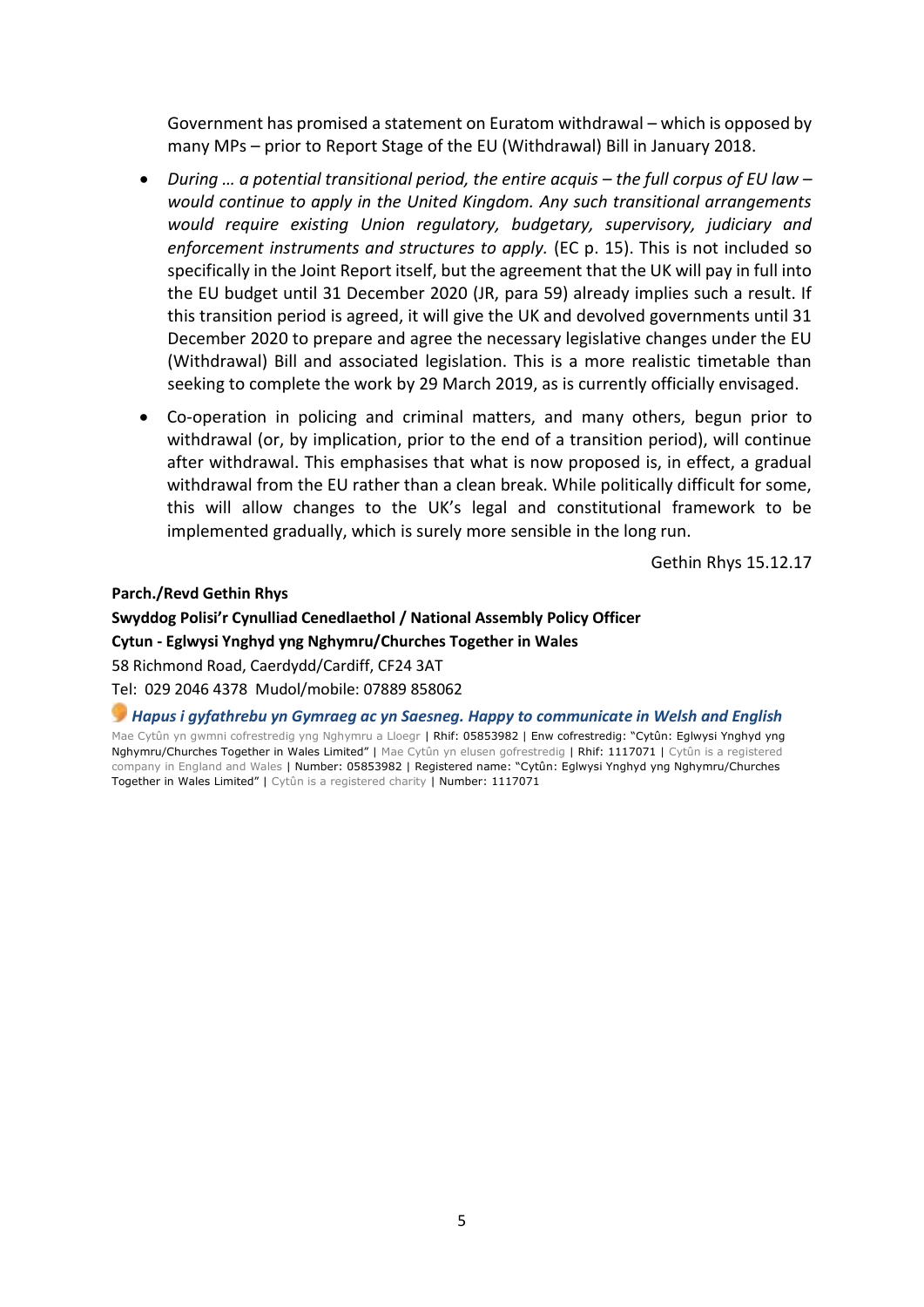Government has promised a statement on Euratom withdrawal – which is opposed by many MPs – prior to Report Stage of the EU (Withdrawal) Bill in January 2018.

- *During … a potential transitional period, the entire acquis – the full corpus of EU law – would continue to apply in the United Kingdom. Any such transitional arrangements would require existing Union regulatory, budgetary, supervisory, judiciary and enforcement instruments and structures to apply.* (EC p. 15). This is not included so specifically in the Joint Report itself, but the agreement that the UK will pay in full into the EU budget until 31 December 2020 (JR, para 59) already implies such a result. If this transition period is agreed, it will give the UK and devolved governments until 31 December 2020 to prepare and agree the necessary legislative changes under the EU (Withdrawal) Bill and associated legislation. This is a more realistic timetable than seeking to complete the work by 29 March 2019, as is currently officially envisaged.
- Co-operation in policing and criminal matters, and many others, begun prior to withdrawal (or, by implication, prior to the end of a transition period), will continue after withdrawal. This emphasises that what is now proposed is, in effect, a gradual withdrawal from the EU rather than a clean break. While politically difficult for some, this will allow changes to the UK's legal and constitutional framework to be implemented gradually, which is surely more sensible in the long run.

Gethin Rhys 15.12.17

**Parch./Revd Gethin Rhys**
**Swyddog Polisi'r Cynulliad Cenedlaethol / National Assembly Policy Officer**
**Cytun - Eglwysi Ynghyd yng Nghymru/Churches Together in Wales**
58 Richmond Road, Caerdydd/Cardiff, CF24 3AT
Tel: 029 2046 4378 Mudol/mobile: 07889 858062

***Hapus i gyfathrebu yn Gymraeg ac yn Saesneg. Happy to communicate in Welsh and English***

Mae Cytûn yn gwmni cofrestredig yng Nghymru a Lloegr | Rhif: 05853982 | Enw cofrestredig: "Cytûn: Eglwysi Ynghyd yng Nghymru/Churches Together in Wales Limited" | Mae Cytûn yn elusen gofrestredig | Rhif: 1117071 | Cytûn is a registered company in England and Wales | Number: 05853982 | Registered name: "Cytûn: Eglwysi Ynghyd yng Nghymru/Churches Together in Wales Limited" | Cytûn is a registered charity | Number: 1117071